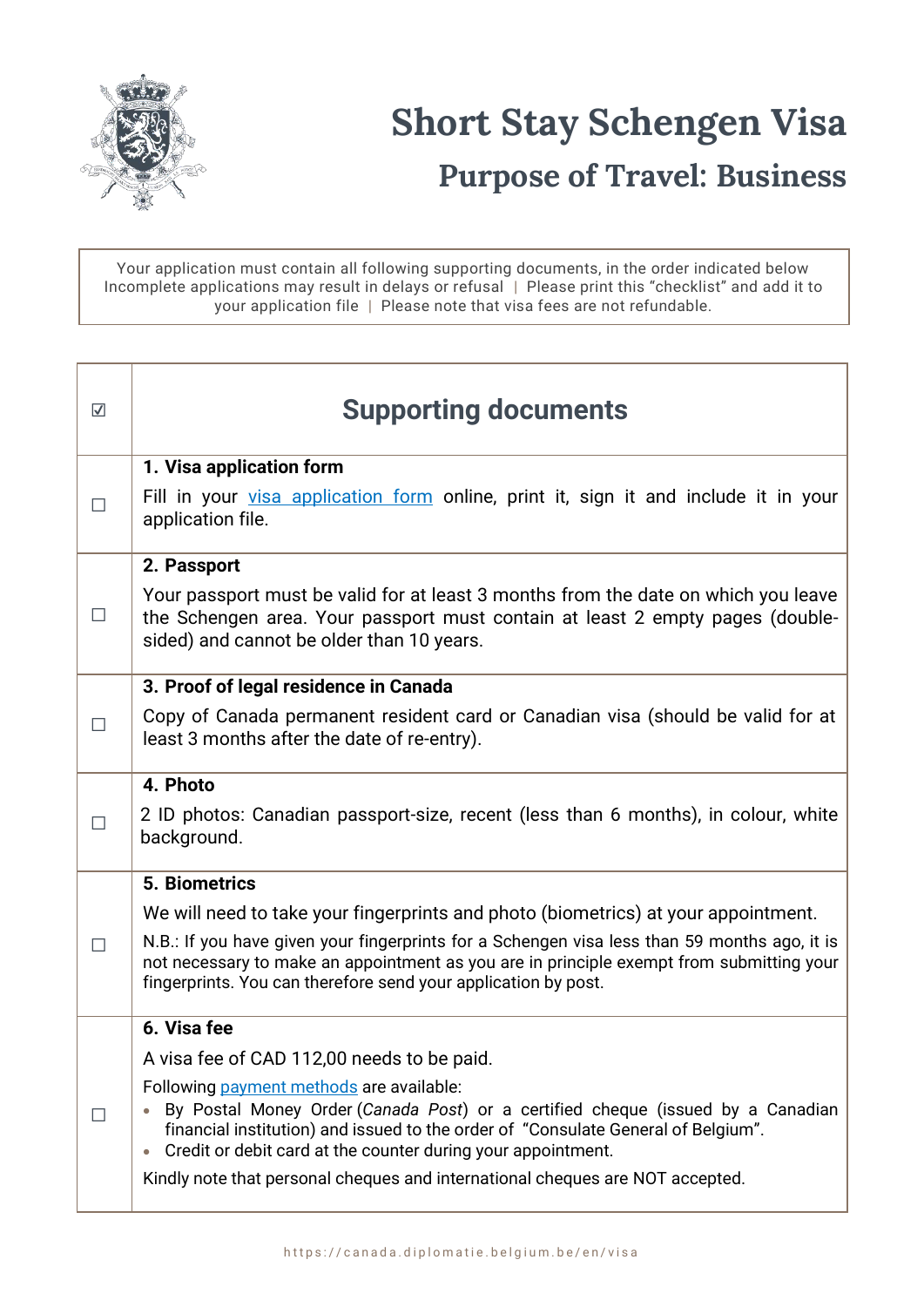# Short Stay Schengen Visa

## Purpose of Travel: Business

Your application must contain all following supporting documents, in the order indicated below
Incomplete applications may result in delays or refusal | Please print this "checklist" and add it to your application file | Please note that visa fees are not refundable.

| ☑ | Supporting documents |
|---|---|
| ☐ | **1. Visa application form**<br>Fill in your visa application form online, print it, sign it and include it in your application file. |
| ☐ | **2. Passport**<br>Your passport must be valid for at least 3 months from the date on which you leave the Schengen area. Your passport must contain at least 2 empty pages (double-sided) and cannot be older than 10 years. |
| ☐ | **3. Proof of legal residence in Canada**<br>Copy of Canada permanent resident card or Canadian visa (should be valid for at least 3 months after the date of re-entry). |
| ☐ | **4. Photo**<br>2 ID photos: Canadian passport-size, recent (less than 6 months), in colour, white background. |
| ☐ | **5. Biometrics**<br>We will need to take your fingerprints and photo (biometrics) at your appointment.<br>N.B.: If you have given your fingerprints for a Schengen visa less than 59 months ago, it is not necessary to make an appointment as you are in principle exempt from submitting your fingerprints. You can therefore send your application by post. |
| ☐ | **6. Visa fee**<br>A visa fee of CAD 112,00 needs to be paid.<br>Following payment methods are available:<br>• By Postal Money Order (*Canada Post*) or a certified cheque (issued by a Canadian financial institution) and issued to the order of "Consulate General of Belgium".<br>• Credit or debit card at the counter during your appointment.<br>Kindly note that personal cheques and international cheques are NOT accepted. |

https://canada.diplomatie.belgium.be/en/visa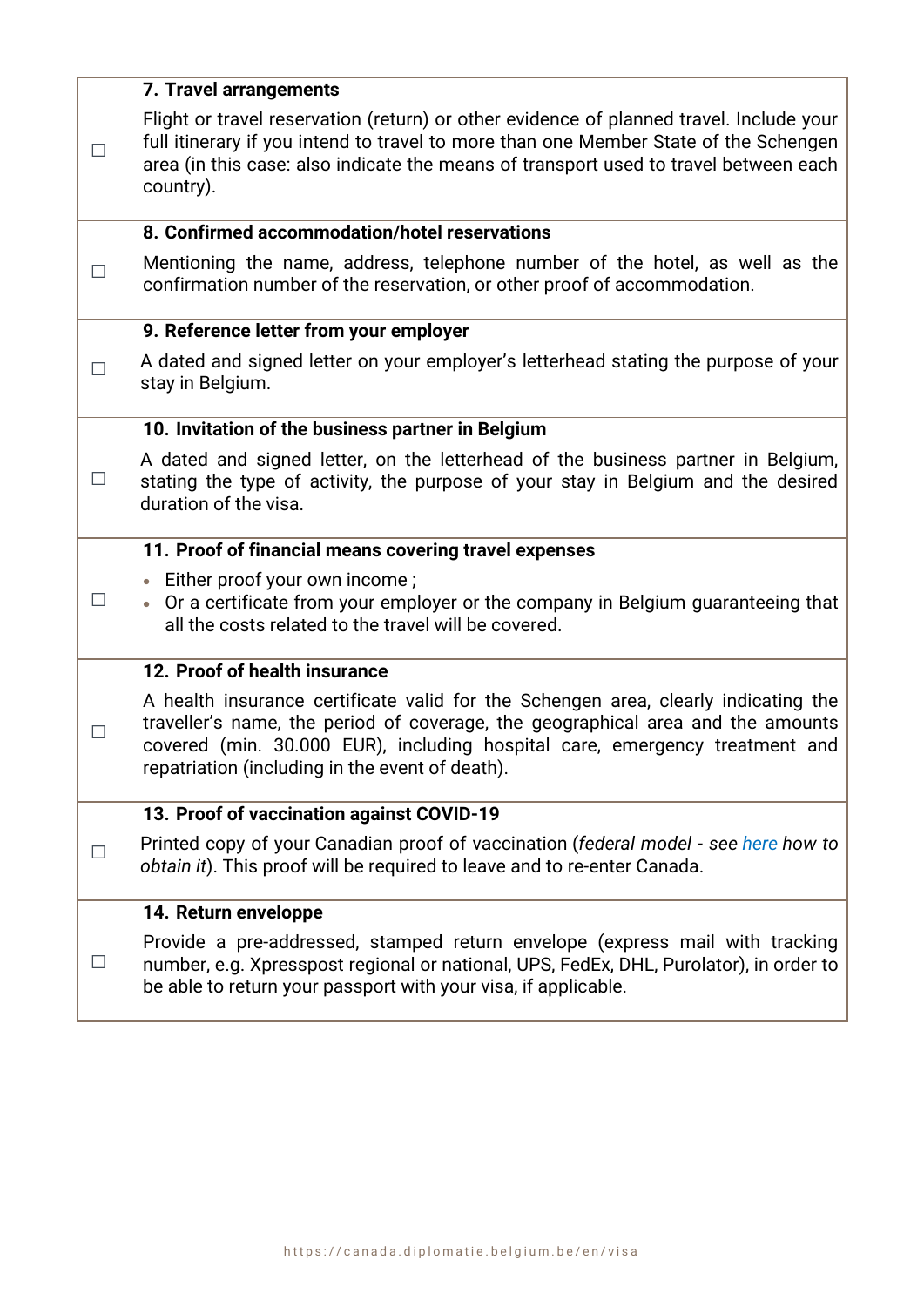| | |
|---|---|
| ☐ | **7. Travel arrangements**<br><br>Flight or travel reservation (return) or other evidence of planned travel. Include your full itinerary if you intend to travel to more than one Member State of the Schengen area (in this case: also indicate the means of transport used to travel between each country). |
| ☐ | **8. Confirmed accommodation/hotel reservations**<br><br>Mentioning the name, address, telephone number of the hotel, as well as the confirmation number of the reservation, or other proof of accommodation. |
| ☐ | **9. Reference letter from your employer**<br><br>A dated and signed letter on your employer's letterhead stating the purpose of your stay in Belgium. |
| ☐ | **10. Invitation of the business partner in Belgium**<br><br>A dated and signed letter, on the letterhead of the business partner in Belgium, stating the type of activity, the purpose of your stay in Belgium and the desired duration of the visa. |
| ☐ | **11. Proof of financial means covering travel expenses**<br><br>• Either proof your own income ;<br>• Or a certificate from your employer or the company in Belgium guaranteeing that all the costs related to the travel will be covered. |
| ☐ | **12. Proof of health insurance**<br><br>A health insurance certificate valid for the Schengen area, clearly indicating the traveller's name, the period of coverage, the geographical area and the amounts covered (min. 30.000 EUR), including hospital care, emergency treatment and repatriation (including in the event of death). |
| ☐ | **13. Proof of vaccination against COVID-19**<br><br>Printed copy of your Canadian proof of vaccination (*federal model - see here how to obtain it*). This proof will be required to leave and to re-enter Canada. |
| ☐ | **14. Return enveloppe**<br><br>Provide a pre-addressed, stamped return envelope (express mail with tracking number, e.g. Xpresspost regional or national, UPS, FedEx, DHL, Purolator), in order to be able to return your passport with your visa, if applicable. |

https://canada.diplomatie.belgium.be/en/visa